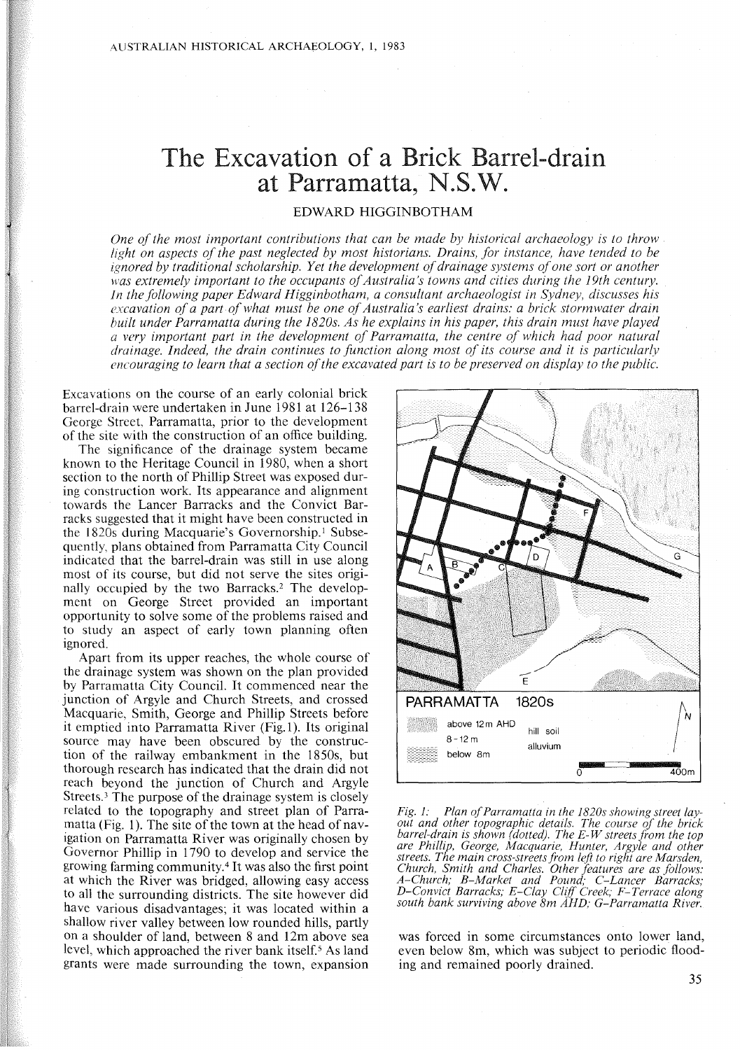# The Excavation of a Brick Barrel-drain at Parramatta, N.S.W.

EDWARD HIGGINBOTHAM

*One of the most important contributions that can be made by historical archaeology is to throw light on aspects of the past neglected by most historians. Drains, for instance, have tended to be ignored by traditional scholarship. Yet the development of drainage systems of one sort or another was extremely important to the occupants of Australia's towns and cities during the 19th century. In the following paper Edward Higginbotham, a consultant archaeologist in Sydney, discusses his excavation of a part of what must be one of Australia's earliest drains: a brick stormwater drain built under Parramatta during the 1820s. As he explains in his paper, this drain must have played a very important part in the development of Parramatta, the centre of which had poor natural drainage. Indeed, the drain continues to function along most of its course and it is particularly encouraging to learn that a section of the excavated part is to be preserved on display to the public.*

Excavations on the course of an early colonial brick barrel-drain were undertaken in June 1981 at 126–138 George Street, Parramatta, prior to the development of the site with the construction of an office building.

The significance of the drainage system became known to the Heritage Council in 1980, when a short section to the north of Phillip Street was exposed during construction work. Its appearance and alignment towards the Lancer Barracks and the Convict Barracks suggested that it might have been constructed in the 1820s during Macquarie's Governorship.[1] Subsequently, plans obtained from Parramatta City Council indicated that the barrel-drain was still in use along most of its course, but did not serve the sites originally occupied by the two Barracks.[2] The development on George Street provided an important opportunity to solve some of the problems raised and to study an aspect of early town planning often ignored.

Apart from its upper reaches, the whole course of the drainage system was shown on the plan provided by Parramatta City Council. It commenced near the junction of Argyle and Church Streets, and crossed Macquarie, Smith, George and Phillip Streets before it emptied into Parramatta River (Fig. 1). Its original source may have been obscured by the construction of the railway embankment in the 1850s, but thorough research has indicated that the drain did not reach beyond the junction of Church and Argyle Streets.[3] The purpose of the drainage system is closely related to the topography and street plan of Parramatta (Fig. 1). The site of the town at the head of navigation on Parramatta River was originally chosen by Governor Phillip in 1790 to develop and service the growing farming community.[4] It was also the first point at which the River was bridged, allowing easy access to all the surrounding districts. The site however did have various disadvantages; it was located within a shallow river valley between low rounded hills, partly on a shoulder of land, between 8 and 12m above sea level, which approached the river bank itself.[5] As land grants were made surrounding the town, expansion was forced in some circumstances onto lower land, even below 8m, which was subject to periodic flooding and remained poorly drained.

PARRAMATTA 1820s

above 12m AHD

8–12 m

below 8m

hill soil

alluvium

N

0

400m

A B C D E F G

*Fig. 1: Plan of Parramatta in the 1820s showing street layout and other topographic details. The course of the brick barrel-drain is shown (dotted). The E-W streets from the top are Phillip, George, Macquarie, Hunter, Argyle and other streets. The main cross-streets from left to right are Marsden, Church, Smith and Charles. Other features are as follows: A–Church; B–Market and Pound; C–Lancer Barracks; D–Convict Barracks; E–Clay Cliff Creek; F–Terrace along south bank surviving above 8m AHD; G–Parramatta River.*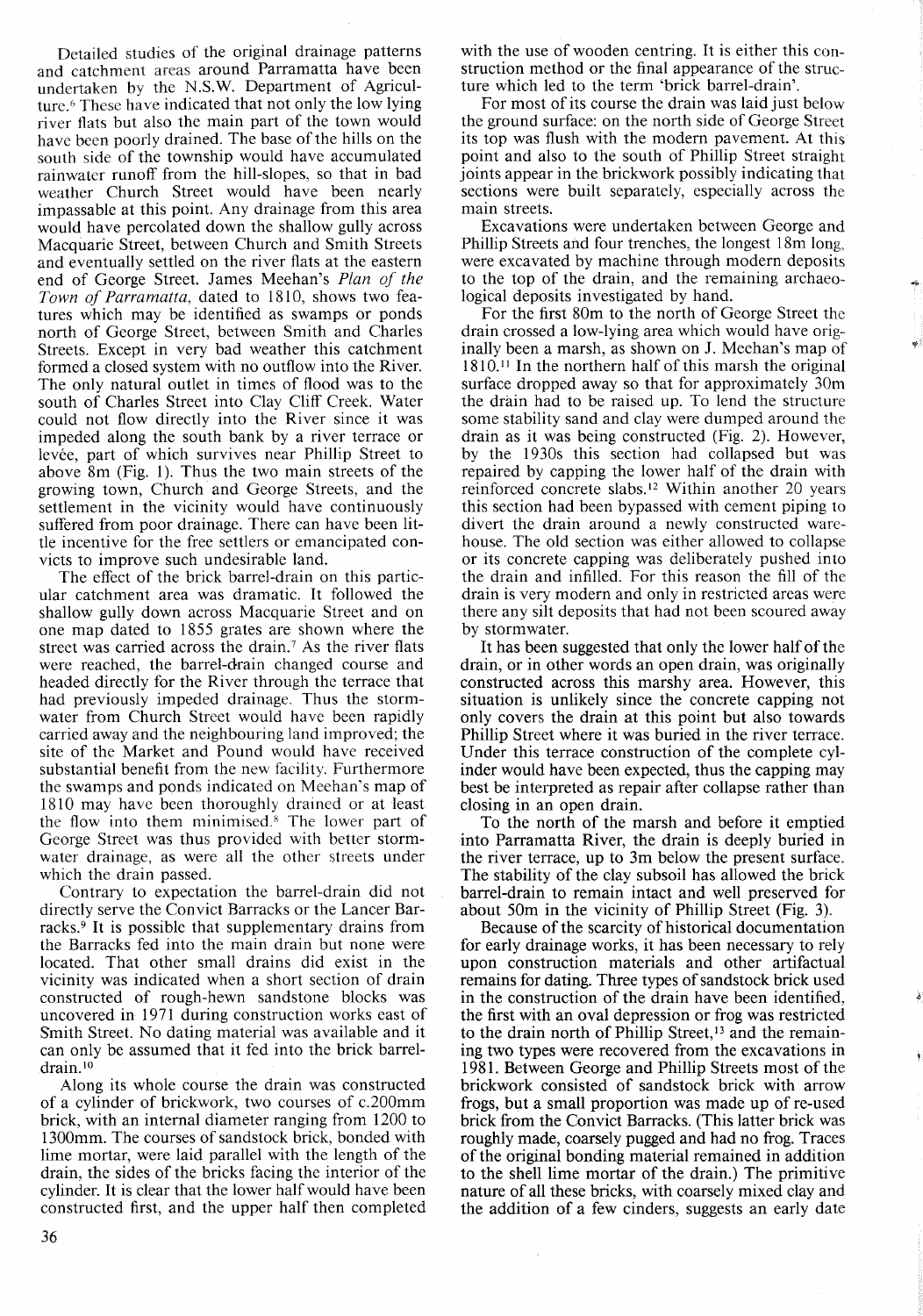Detailed studies of the original drainage patterns and catchment areas around Parramatta have been undertaken by the N.S.W. Department of Agriculture.[6] These have indicated that not only the low lying river flats but also the main part of the town would have been poorly drained. The base of the hills on the south side of the township would have accumulated rainwater runoff from the hill-slopes, so that in bad weather Church Street would have been nearly impassable at this point. Any drainage from this area would have percolated down the shallow gully across Macquarie Street, between Church and Smith Streets and eventually settled on the river flats at the eastern end of George Street. James Meehan's *Plan of the Town of Parramatta*, dated to 1810, shows two features which may be identified as swamps or ponds north of George Street, between Smith and Charles Streets. Except in very bad weather this catchment formed a closed system with no outflow into the River. The only natural outlet in times of flood was to the south of Charles Street into Clay Cliff Creek. Water could not flow directly into the River since it was impeded along the south bank by a river terrace or levée, part of which survives near Phillip Street to above 8m (Fig. 1). Thus the two main streets of the growing town, Church and George Streets, and the settlement in the vicinity would have continuously suffered from poor drainage. There can have been little incentive for the free settlers or emancipated convicts to improve such undesirable land.

The effect of the brick barrel-drain on this particular catchment area was dramatic. It followed the shallow gully down across Macquarie Street and on one map dated to 1855 grates are shown where the street was carried across the drain.[7] As the river flats were reached, the barrel-drain changed course and headed directly for the River through the terrace that had previously impeded drainage. Thus the stormwater from Church Street would have been rapidly carried away and the neighbouring land improved; the site of the Market and Pound would have received substantial benefit from the new facility. Furthermore the swamps and ponds indicated on Meehan's map of 1810 may have been thoroughly drained or at least the flow into them minimised.[8] The lower part of George Street was thus provided with better stormwater drainage, as were all the other streets under which the drain passed.

Contrary to expectation the barrel-drain did not directly serve the Convict Barracks or the Lancer Barracks.[9] It is possible that supplementary drains from the Barracks fed into the main drain but none were located. That other small drains did exist in the vicinity was indicated when a short section of drain constructed of rough-hewn sandstone blocks was uncovered in 1971 during construction works east of Smith Street. No dating material was available and it can only be assumed that it fed into the brick barrel-drain.[10]

Along its whole course the drain was constructed of a cylinder of brickwork, two courses of c.200mm brick, with an internal diameter ranging from 1200 to 1300mm. The courses of sandstock brick, bonded with lime mortar, were laid parallel with the length of the drain, the sides of the bricks facing the interior of the cylinder. It is clear that the lower half would have been constructed first, and the upper half then completed with the use of wooden centring. It is either this construction method or the final appearance of the structure which led to the term 'brick barrel-drain'.

For most of its course the drain was laid just below the ground surface: on the north side of George Street its top was flush with the modern pavement. At this point and also to the south of Phillip Street straight joints appear in the brickwork possibly indicating that sections were built separately, especially across the main streets.

Excavations were undertaken between George and Phillip Streets and four trenches, the longest 18m long, were excavated by machine through modern deposits to the top of the drain, and the remaining archaeological deposits investigated by hand.

For the first 80m to the north of George Street the drain crossed a low-lying area which would have originally been a marsh, as shown on J. Meehan's map of 1810.[11] In the northern half of this marsh the original surface dropped away so that for approximately 30m the drain had to be raised up. To lend the structure some stability sand and clay were dumped around the drain as it was being constructed (Fig. 2). However, by the 1930s this section had collapsed but was repaired by capping the lower half of the drain with reinforced concrete slabs.[12] Within another 20 years this section had been bypassed with cement piping to divert the drain around a newly constructed warehouse. The old section was either allowed to collapse or its concrete capping was deliberately pushed into the drain and infilled. For this reason the fill of the drain is very modern and only in restricted areas were there any silt deposits that had not been scoured away by stormwater.

It has been suggested that only the lower half of the drain, or in other words an open drain, was originally constructed across this marshy area. However, this situation is unlikely since the concrete capping not only covers the drain at this point but also towards Phillip Street where it was buried in the river terrace. Under this terrace construction of the complete cylinder would have been expected, thus the capping may best be interpreted as repair after collapse rather than closing in an open drain.

To the north of the marsh and before it emptied into Parramatta River, the drain is deeply buried in the river terrace, up to 3m below the present surface. The stability of the clay subsoil has allowed the brick barrel-drain to remain intact and well preserved for about 50m in the vicinity of Phillip Street (Fig. 3).

Because of the scarcity of historical documentation for early drainage works, it has been necessary to rely upon construction materials and other artifactual remains for dating. Three types of sandstock brick used in the construction of the drain have been identified, the first with an oval depression or frog was restricted to the drain north of Phillip Street,[13] and the remaining two types were recovered from the excavations in 1981. Between George and Phillip Streets most of the brickwork consisted of sandstock brick with arrow frogs, but a small proportion was made up of re-used brick from the Convict Barracks. (This latter brick was roughly made, coarsely pugged and had no frog. Traces of the original bonding material remained in addition to the shell lime mortar of the drain.) The primitive nature of all these bricks, with coarsely mixed clay and the addition of a few cinders, suggests an early date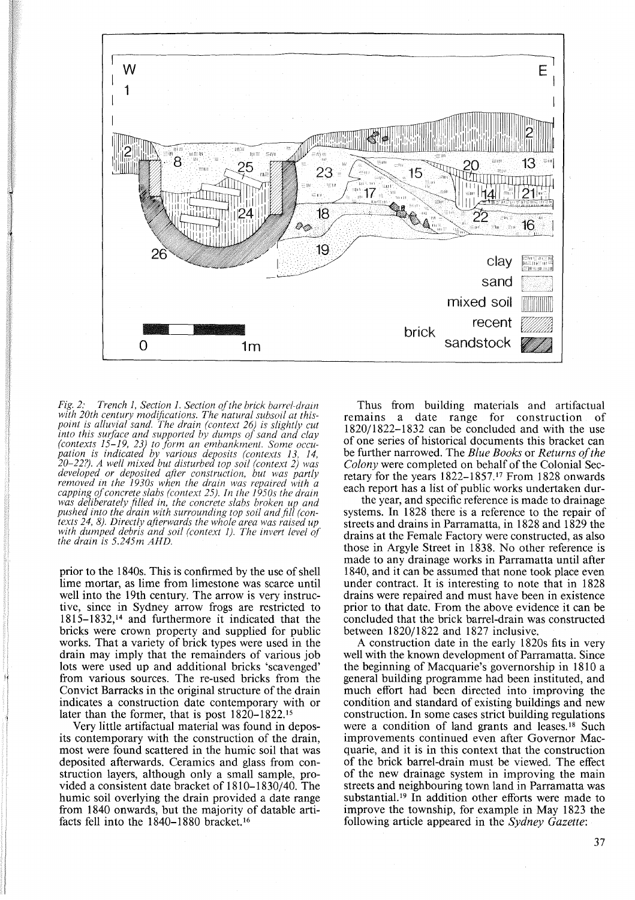W

E

1

2

8 25 24 26 23 15 17 18 19 20 13 14 21 22 16 2

clay

sand

mixed soil

recent

brick

sandstock

0 1m

*Fig. 2: Trench 1, Section 1. Section of the brick barrel-drain with 20th century modifications. The natural subsoil at this point is alluvial sand. The drain (context 26) is slightly cut into this surface and supported by dumps of sand and clay (contexts 15–19, 23) to form an embankment. Some occupation is indicated by various deposits (contexts 13, 14, 20–22?). A well mixed but disturbed top soil (context 2) was developed or deposited after construction, but was partly removed in the 1930s when the drain was repaired with a capping of concrete slabs (context 25). In the 1950s the drain was deliberately filled in, the concrete slabs broken up and pushed into the drain with surrounding top soil and fill (contexts 24, 8). Directly afterwards the whole area was raised up with dumped debris and soil (context 1). The invert level of the drain is 5.245m AHD.*

prior to the 1840s. This is confirmed by the use of shell lime mortar, as lime from limestone was scarce until well into the 19th century. The arrow is very instructive, since in Sydney arrow frogs are restricted to 1815–1832,[14] and furthermore it indicated that the bricks were crown property and supplied for public works. That a variety of brick types were used in the drain may imply that the remainders of various job lots were used up and additional bricks 'scavenged' from various sources. The re-used bricks from the Convict Barracks in the original structure of the drain indicates a construction date contemporary with or later than the former, that is post 1820–1822.[15]

Very little artifactual material was found in deposits contemporary with the construction of the drain, most were found scattered in the humic soil that was deposited afterwards. Ceramics and glass from construction layers, although only a small sample, provided a consistent date bracket of 1810–1830/40. The humic soil overlying the drain provided a date range from 1840 onwards, but the majority of datable artifacts fell into the 1840–1880 bracket.[16]

Thus from building materials and artifactual remains a date range for construction of 1820/1822–1832 can be concluded and with the use of one series of historical documents this bracket can be further narrowed. The *Blue Books* or *Returns of the Colony* were completed on behalf of the Colonial Secretary for the years 1822–1857.[17] From 1828 onwards each report has a list of public works undertaken during the year, and specific reference is made to drainage systems. In 1828 there is a reference to the repair of streets and drains in Parramatta, in 1828 and 1829 the drains at the Female Factory were constructed, as also those in Argyle Street in 1838. No other reference is made to any drainage works in Parramatta until after 1840, and it can be assumed that none took place even under contract. It is interesting to note that in 1828 drains were repaired and must have been in existence prior to that date. From the above evidence it can be concluded that the brick barrel-drain was constructed between 1820/1822 and 1827 inclusive.

A construction date in the early 1820s fits in very well with the known development of Parramatta. Since the beginning of Macquarie's governorship in 1810 a general building programme had been instituted, and much effort had been directed into improving the condition and standard of existing buildings and new construction. In some cases strict building regulations were a condition of land grants and leases.[18] Such improvements continued even after Governor Macquarie, and it is in this context that the construction of the brick barrel-drain must be viewed. The effect of the new drainage system in improving the main streets and neighbouring town land in Parramatta was substantial.[19] In addition other efforts were made to improve the township, for example in May 1823 the following article appeared in the *Sydney Gazette*: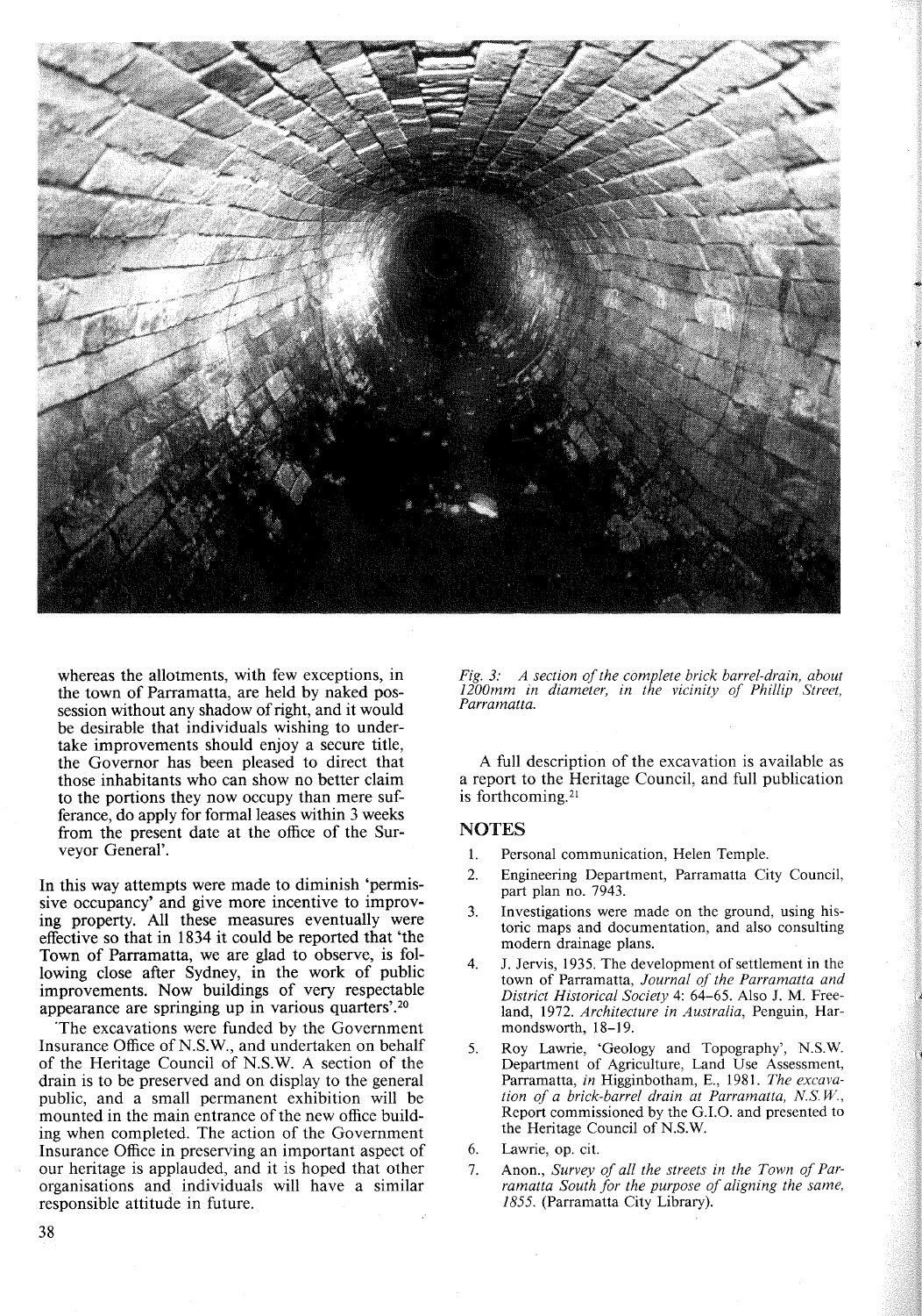whereas the allotments, with few exceptions, in the town of Parramatta, are held by naked possession without any shadow of right, and it would be desirable that individuals wishing to undertake improvements should enjoy a secure title, the Governor has been pleased to direct that those inhabitants who can show no better claim to the portions they now occupy than mere sufferance, do apply for formal leases within 3 weeks from the present date at the office of the Surveyor General'.

In this way attempts were made to diminish 'permissive occupancy' and give more incentive to improving property. All these measures eventually were effective so that in 1834 it could be reported that 'the Town of Parramatta, we are glad to observe, is following close after Sydney, in the work of public improvements. Now buildings of very respectable appearance are springing up in various quarters'.[20]

The excavations were funded by the Government Insurance Office of N.S.W., and undertaken on behalf of the Heritage Council of N.S.W. A section of the drain is to be preserved and on display to the general public, and a small permanent exhibition will be mounted in the main entrance of the new office building when completed. The action of the Government Insurance Office in preserving an important aspect of our heritage is applauded, and it is hoped that other organisations and individuals will have a similar responsible attitude in future.

*Fig. 3: A section of the complete brick barrel-drain, about 1200mm in diameter, in the vicinity of Phillip Street, Parramatta.*

A full description of the excavation is available as a report to the Heritage Council, and full publication is forthcoming.[21]

## NOTES

1. Personal communication, Helen Temple.
2. Engineering Department, Parramatta City Council, part plan no. 7943.
3. Investigations were made on the ground, using historic maps and documentation, and also consulting modern drainage plans.
4. J. Jervis, 1935. The development of settlement in the town of Parramatta, *Journal of the Parramatta and District Historical Society* 4: 64–65. Also J. M. Freeland, 1972. *Architecture in Australia*, Penguin, Harmondsworth, 18–19.
5. Roy Lawrie, 'Geology and Topography', N.S.W. Department of Agriculture, Land Use Assessment, Parramatta, *in* Higginbotham, E., 1981. *The excavation of a brick-barrel drain at Parramatta, N.S.W.*, Report commissioned by the G.I.O. and presented to the Heritage Council of N.S.W.
6. Lawrie, op. cit.
7. Anon., *Survey of all the streets in the Town of Parramatta South for the purpose of aligning the same, 1855.* (Parramatta City Library).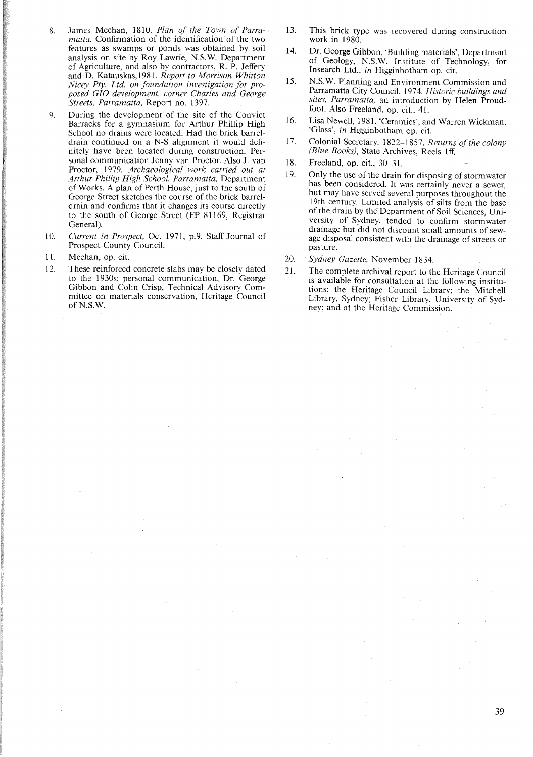8. James Meehan, 1810. *Plan of the Town of Parramatta.* Confirmation of the identification of the two features as swamps or ponds was obtained by soil analysis on site by Roy Lawrie, N.S.W. Department of Agriculture, and also by contractors, R. P. Jeffery and D. Katauskas,1981. *Report to Morrison Whitton Nicey Pty. Ltd. on foundation investigation for proposed GIO development, corner Charles and George Streets, Parramatta,* Report no. 1397.

9. During the development of the site of the Convict Barracks for a gymnasium for Arthur Phillip High School no drains were located. Had the brick barrel-drain continued on a N-S alignment it would definitely have been located during construction. Personal communication Jenny van Proctor. Also J. van Proctor, 1979. *Archaeological work carried out at Arthur Phillip High School, Parramatta,* Department of Works. A plan of Perth House, just to the south of George Street sketches the course of the brick barrel-drain and confirms that it changes its course directly to the south of George Street (FP 81169, Registrar General).

10. *Current in Prospect,* Oct 1971, p.9. Staff Journal of Prospect County Council.

11. Meehan, op. cit.

12. These reinforced concrete slabs may be closely dated to the 1930s: personal communication, Dr. George Gibbon and Colin Crisp, Technical Advisory Committee on materials conservation, Heritage Council of N.S.W.

13. This brick type was recovered during construction work in 1980.

14. Dr. George Gibbon, 'Building materials', Department of Geology, N.S.W. Institute of Technology, for Insearch Ltd., *in* Higginbotham op. cit.

15. N.S.W. Planning and Environment Commission and Parramatta City Council, 1974. *Historic buildings and sites, Parramatta,* an introduction by Helen Proudfoot. Also Freeland, op. cit., 41.

16. Lisa Newell, 1981. 'Ceramics', and Warren Wickman, 'Glass', *in* Higginbotham op. cit.

17. Colonial Secretary, 1822–1857. *Returns of the colony (Blue Books),* State Archives, Reels 1ff.

18. Freeland, op. cit., 30–31.

19. Only the use of the drain for disposing of stormwater has been considered. It was certainly never a sewer, but may have served several purposes throughout the 19th century. Limited analysis of silts from the base of the drain by the Department of Soil Sciences, University of Sydney, tended to confirm stormwater drainage but did not discount small amounts of sewage disposal consistent with the drainage of streets or pasture.

20. *Sydney Gazette,* November 1834.

21. The complete archival report to the Heritage Council is available for consultation at the following institutions: the Heritage Council Library; the Mitchell Library, Sydney; Fisher Library, University of Sydney; and at the Heritage Commission.